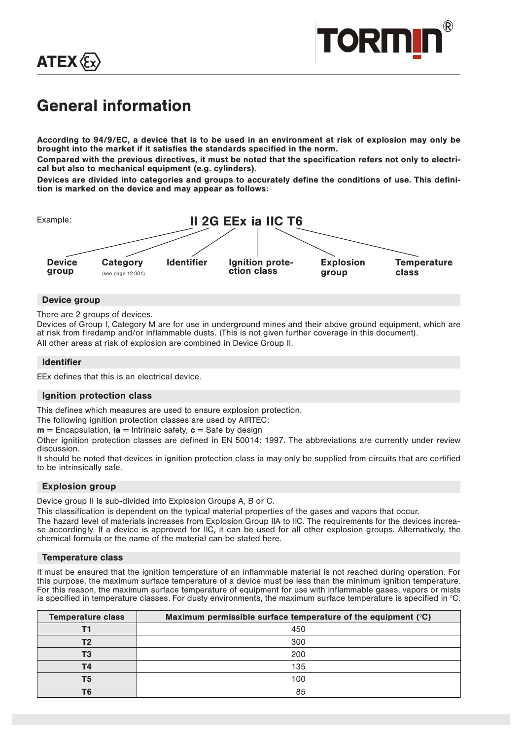# General information

**According to 94/9/EC, a device that is to be used in an environment at risk of explosion may only be brought into the market if it satisfies the standards specified in the norm.**

**Compared with the previous directives, it must be noted that the specification refers not only to electrical but also to mechanical equipment (e.g. cylinders).**

**Devices are divided into categories and groups to accurately define the conditions of use. This definition is marked on the device and may appear as follows:**

Example: **II 2G EEx ia IIC T6**

| Device group | Category (see page 12.001) | Identifier | Ignition protection class | Explosion group | Temperature class |
|---|---|---|---|---|---|
| II | 2G | EEx | ia | IIC | T6 |

### Device group

There are 2 groups of devices.

Devices of Group I, Category M are for use in underground mines and their above ground equipment, which are at risk from firedamp and/or inflammable dusts. (This is not given further coverage in this document).

All other areas at risk of explosion are combined in Device Group II.

### Identifier

EEx defines that this is an electrical device.

### Ignition protection class

This defines which measures are used to ensure explosion protection.

The following ignition protection classes are used by AIRTEC:

**m** = Encapsulation, **ia** = Intrinsic safety, **c** = Safe by design

Other ignition protection classes are defined in EN 50014: 1997. The abbreviations are currently under review discussion.

It should be noted that devices in ignition protection class ia may only be supplied from circuits that are certified to be intrinsically safe.

### Explosion group

Device group II is sub-divided into Explosion Groups A, B or C.

This classification is dependent on the typical material properties of the gases and vapors that occur.

The hazard level of materials increases from Explosion Group IIA to IIC. The requirements for the devices increase accordingly. If a device is approved for IIC, it can be used for all other explosion groups. Alternatively, the chemical formula or the name of the material can be stated here.

### Temperature class

It must be ensured that the ignition temperature of an inflammable material is not reached during operation. For this purpose, the maximum surface temperature of a device must be less than the minimum ignition temperature. For this reason, the maximum surface temperature of equipment for use with inflammable gases, vapors or mists is specified in temperature classes. For dusty environments, the maximum surface temperature is specified in °C.

| Temperature class | Maximum permissible surface temperature of the equipment (°C) |
|---|---|
| **T1** | 450 |
| **T2** | 300 |
| **T3** | 200 |
| **T4** | 135 |
| **T5** | 100 |
| **T6** | 85 |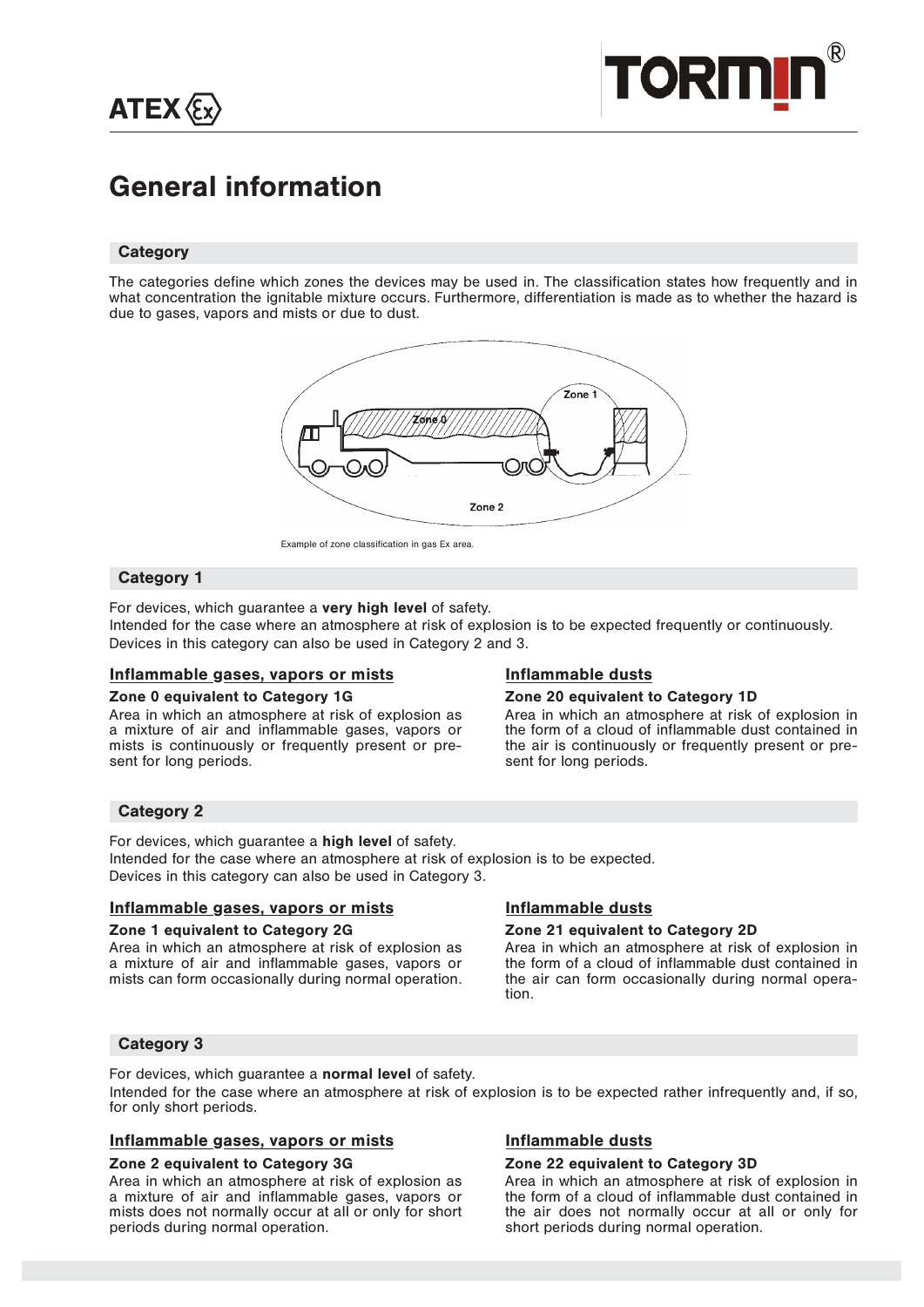ATEX

# General information

## Category

The categories define which zones the devices may be used in. The classification states how frequently and in what concentration the ignitable mixture occurs. Furthermore, differentiation is made as to whether the hazard is due to gases, vapors and mists or due to dust.

Zone 0

Zone 1

Zone 2

Example of zone classification in gas Ex area.

## Category 1

For devices, which guarantee a **very high level** of safety.
Intended for the case where an atmosphere at risk of explosion is to be expected frequently or continuously.
Devices in this category can also be used in Category 2 and 3.

### Inflammable gases, vapors or mists

**Zone 0 equivalent to Category 1G**

Area in which an atmosphere at risk of explosion as a mixture of air and inflammable gases, vapors or mists is continuously or frequently present or present for long periods.

### Inflammable dusts

**Zone 20 equivalent to Category 1D**

Area in which an atmosphere at risk of explosion in the form of a cloud of inflammable dust contained in the air is continuously or frequently present or present for long periods.

## Category 2

For devices, which guarantee a **high level** of safety.
Intended for the case where an atmosphere at risk of explosion is to be expected.
Devices in this category can also be used in Category 3.

### Inflammable gases, vapors or mists

**Zone 1 equivalent to Category 2G**

Area in which an atmosphere at risk of explosion as a mixture of air and inflammable gases, vapors or mists can form occasionally during normal operation.

### Inflammable dusts

**Zone 21 equivalent to Category 2D**

Area in which an atmosphere at risk of explosion in the form of a cloud of inflammable dust contained in the air can form occasionally during normal operation.

## Category 3

For devices, which guarantee a **normal level** of safety.
Intended for the case where an atmosphere at risk of explosion is to be expected rather infrequently and, if so, for only short periods.

### Inflammable gases, vapors or mists

**Zone 2 equivalent to Category 3G**

Area in which an atmosphere at risk of explosion as a mixture of air and inflammable gases, vapors or mists does not normally occur at all or only for short periods during normal operation.

### Inflammable dusts

**Zone 22 equivalent to Category 3D**

Area in which an atmosphere at risk of explosion in the form of a cloud of inflammable dust contained in the air does not normally occur at all or only for short periods during normal operation.